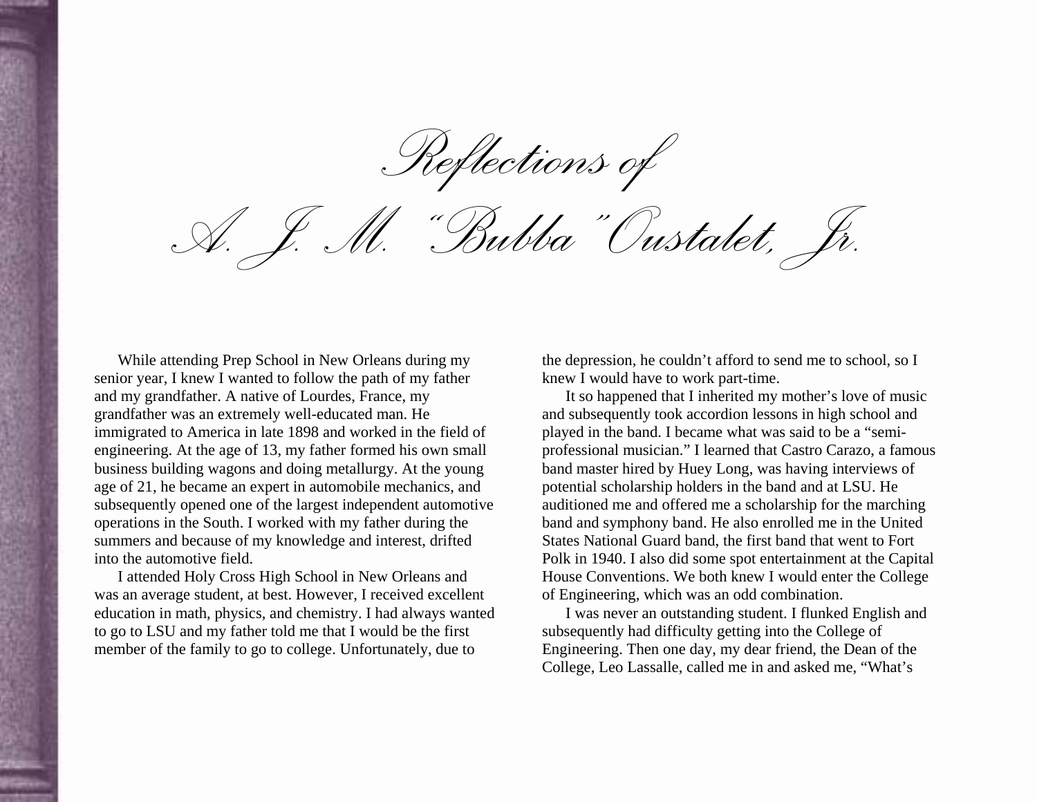# Reflections of A. J. M. "Bubba" Oustalet, Jr.

While attending Prep School in New Orleans during my senior year, I knew I wanted to follow the path of my father and my grandfather. A native of Lourdes, France, my grandfather was an extremely well-educated man. He immigrated to America in late 1898 and worked in the field of engineering. At the age of 13, my father formed his own small business building wagons and doing metallurgy. At the young age of 21, he became an expert in automobile mechanics, and subsequently opened one of the largest independent automotive operations in the South. I worked with my father during the summers and because of my knowledge and interest, drifted into the automotive field.

I attended Holy Cross High School in New Orleans and was an average student, at best. However, I received excellent education in math, physics, and chemistry. I had always wanted to go to LSU and my father told me that I would be the first member of the family to go to college. Unfortunately, due to the depression, he couldn't afford to send me to school, so I knew I would have to work part-time.

It so happened that I inherited my mother's love of music and subsequently took accordion lessons in high school and played in the band. I became what was said to be a "semi-professional musician." I learned that Castro Carazo, a famous band master hired by Huey Long, was having interviews of potential scholarship holders in the band and at LSU. He auditioned me and offered me a scholarship for the marching band and symphony band. He also enrolled me in the United States National Guard band, the first band that went to Fort Polk in 1940. I also did some spot entertainment at the Capital House Conventions. We both knew I would enter the College of Engineering, which was an odd combination.

I was never an outstanding student. I flunked English and subsequently had difficulty getting into the College of Engineering. Then one day, my dear friend, the Dean of the College, Leo Lassalle, called me in and asked me, "What's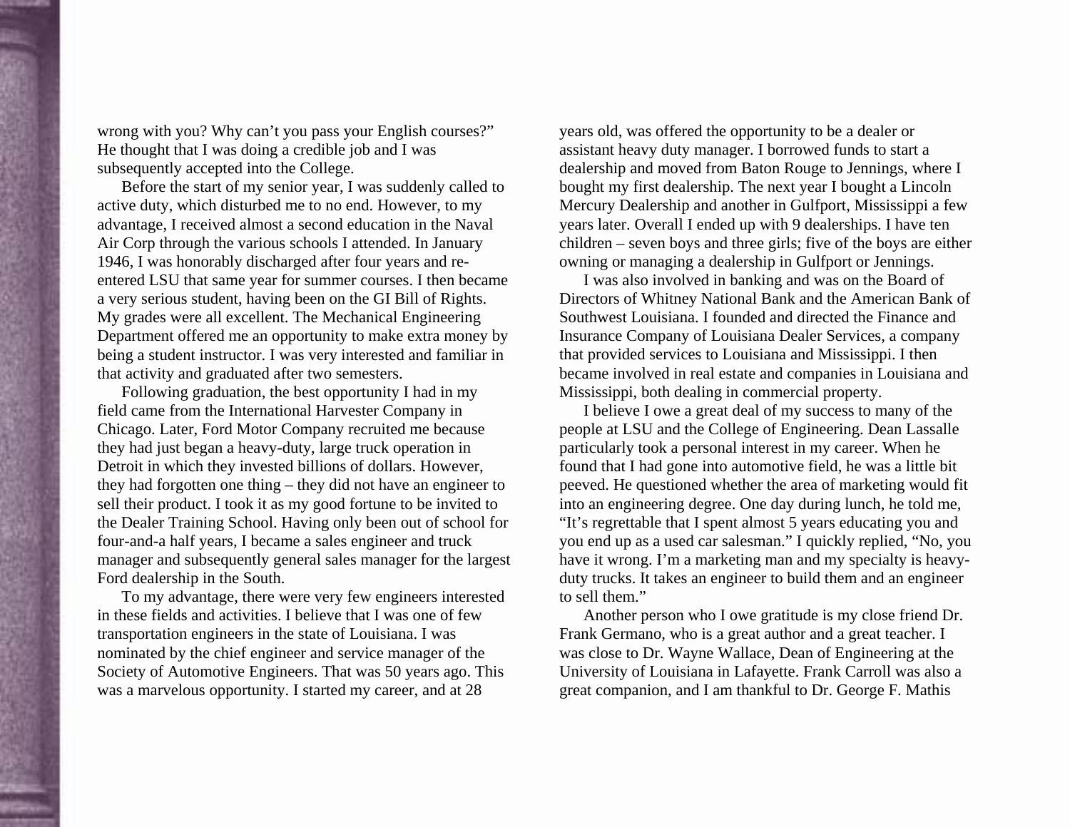wrong with you? Why can't you pass your English courses?" He thought that I was doing a credible job and I was subsequently accepted into the College.

Before the start of my senior year, I was suddenly called to active duty, which disturbed me to no end. However, to my advantage, I received almost a second education in the Naval Air Corp through the various schools I attended. In January 1946, I was honorably discharged after four years and re-entered LSU that same year for summer courses. I then became a very serious student, having been on the GI Bill of Rights. My grades were all excellent. The Mechanical Engineering Department offered me an opportunity to make extra money by being a student instructor. I was very interested and familiar in that activity and graduated after two semesters.

Following graduation, the best opportunity I had in my field came from the International Harvester Company in Chicago. Later, Ford Motor Company recruited me because they had just began a heavy-duty, large truck operation in Detroit in which they invested billions of dollars. However, they had forgotten one thing – they did not have an engineer to sell their product. I took it as my good fortune to be invited to the Dealer Training School. Having only been out of school for four-and-a half years, I became a sales engineer and truck manager and subsequently general sales manager for the largest Ford dealership in the South.

To my advantage, there were very few engineers interested in these fields and activities. I believe that I was one of few transportation engineers in the state of Louisiana. I was nominated by the chief engineer and service manager of the Society of Automotive Engineers. That was 50 years ago. This was a marvelous opportunity. I started my career, and at 28 years old, was offered the opportunity to be a dealer or assistant heavy duty manager. I borrowed funds to start a dealership and moved from Baton Rouge to Jennings, where I bought my first dealership. The next year I bought a Lincoln Mercury Dealership and another in Gulfport, Mississippi a few years later. Overall I ended up with 9 dealerships. I have ten children – seven boys and three girls; five of the boys are either owning or managing a dealership in Gulfport or Jennings.

I was also involved in banking and was on the Board of Directors of Whitney National Bank and the American Bank of Southwest Louisiana. I founded and directed the Finance and Insurance Company of Louisiana Dealer Services, a company that provided services to Louisiana and Mississippi. I then became involved in real estate and companies in Louisiana and Mississippi, both dealing in commercial property.

I believe I owe a great deal of my success to many of the people at LSU and the College of Engineering. Dean Lassalle particularly took a personal interest in my career. When he found that I had gone into automotive field, he was a little bit peeved. He questioned whether the area of marketing would fit into an engineering degree. One day during lunch, he told me, "It's regrettable that I spent almost 5 years educating you and you end up as a used car salesman." I quickly replied, "No, you have it wrong. I'm a marketing man and my specialty is heavy-duty trucks. It takes an engineer to build them and an engineer to sell them."

Another person who I owe gratitude is my close friend Dr. Frank Germano, who is a great author and a great teacher. I was close to Dr. Wayne Wallace, Dean of Engineering at the University of Louisiana in Lafayette. Frank Carroll was also a great companion, and I am thankful to Dr. George F. Mathis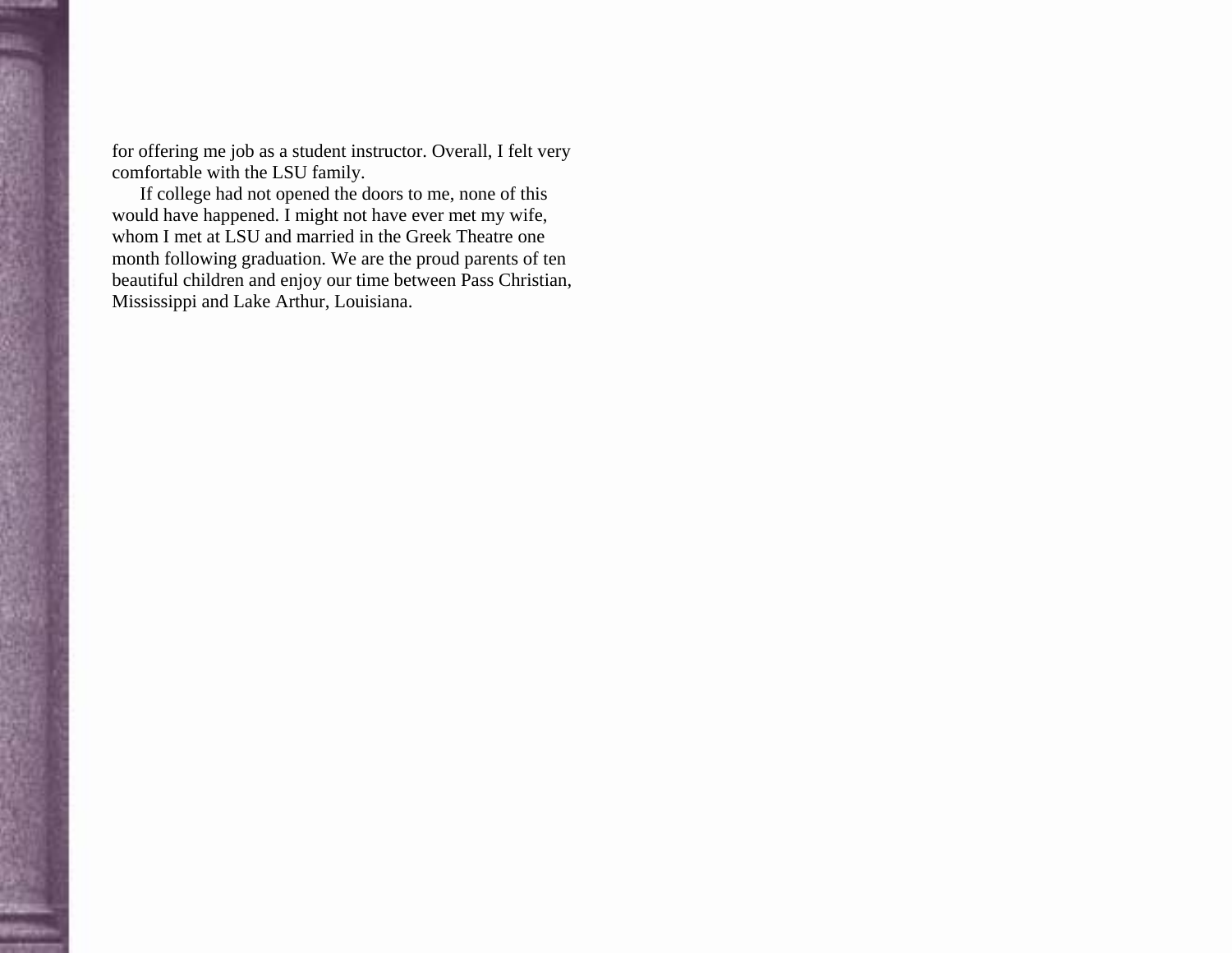for offering me job as a student instructor. Overall, I felt very comfortable with the LSU family.

If college had not opened the doors to me, none of this would have happened. I might not have ever met my wife, whom I met at LSU and married in the Greek Theatre one month following graduation. We are the proud parents of ten beautiful children and enjoy our time between Pass Christian, Mississippi and Lake Arthur, Louisiana.